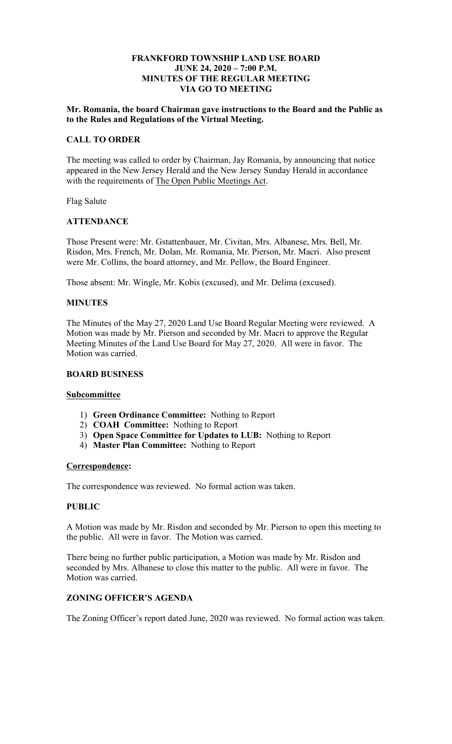# FRANKFORD TOWNSHIP LAND USE BOARD
# JUNE 24, 2020 – 7:00 P.M.
# MINUTES OF THE REGULAR MEETING
# VIA GO TO MEETING

**Mr. Romania, the board Chairman gave instructions to the Board and the Public as to the Rules and Regulations of the Virtual Meeting.**

## CALL TO ORDER

The meeting was called to order by Chairman, Jay Romania, by announcing that notice appeared in the New Jersey Herald and the New Jersey Sunday Herald in accordance with the requirements of The Open Public Meetings Act.

Flag Salute

## ATTENDANCE

Those Present were: Mr. Gstattenbauer, Mr. Civitan, Mrs. Albanese, Mrs. Bell, Mr. Risdon, Mrs. French, Mr. Dolan, Mr. Romania, Mr. Pierson, Mr. Macri. Also present were Mr. Collins, the board attorney, and Mr. Pellow, the Board Engineer.

Those absent: Mr. Wingle, Mr. Kobis (excused), and Mr. Delima (excused).

## MINUTES

The Minutes of the May 27, 2020 Land Use Board Regular Meeting were reviewed. A Motion was made by Mr. Pierson and seconded by Mr. Macri to approve the Regular Meeting Minutes of the Land Use Board for May 27, 2020. All were in favor. The Motion was carried.

## BOARD BUSINESS

### Subcommittee

1) **Green Ordinance Committee:** Nothing to Report
2) **COAH Committee:** Nothing to Report
3) **Open Space Committee for Updates to LUB:** Nothing to Report
4) **Master Plan Committee:** Nothing to Report

### Correspondence:

The correspondence was reviewed. No formal action was taken.

## PUBLIC

A Motion was made by Mr. Risdon and seconded by Mr. Pierson to open this meeting to the public. All were in favor. The Motion was carried.

There being no further public participation, a Motion was made by Mr. Risdon and seconded by Mrs. Albanese to close this matter to the public. All were in favor. The Motion was carried.

## ZONING OFFICER'S AGENDA

The Zoning Officer's report dated June, 2020 was reviewed. No formal action was taken.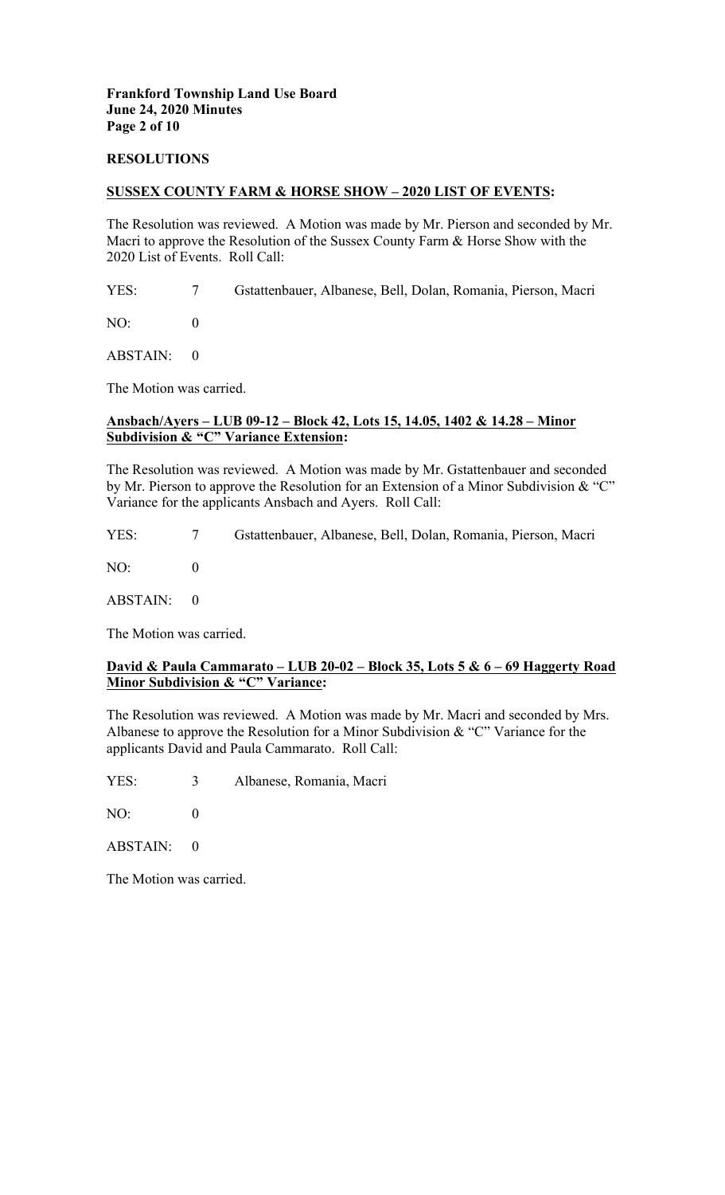## RESOLUTIONS

### <u>SUSSEX COUNTY FARM & HORSE SHOW – 2020 LIST OF EVENTS</u>:

The Resolution was reviewed. A Motion was made by Mr. Pierson and seconded by Mr. Macri to approve the Resolution of the Sussex County Farm & Horse Show with the 2020 List of Events. Roll Call:

YES: 7 Gstattenbauer, Albanese, Bell, Dolan, Romania, Pierson, Macri

NO: 0

ABSTAIN: 0

The Motion was carried.

### <u>Ansbach/Ayers – LUB 09-12 – Block 42, Lots 15, 14.05, 1402 & 14.28 – Minor Subdivision & "C" Variance Extension</u>:

The Resolution was reviewed. A Motion was made by Mr. Gstattenbauer and seconded by Mr. Pierson to approve the Resolution for an Extension of a Minor Subdivision & "C" Variance for the applicants Ansbach and Ayers. Roll Call:

YES: 7 Gstattenbauer, Albanese, Bell, Dolan, Romania, Pierson, Macri

NO: 0

ABSTAIN: 0

The Motion was carried.

### <u>David & Paula Cammarato – LUB 20-02 – Block 35, Lots 5 & 6 – 69 Haggerty Road Minor Subdivision & "C" Variance</u>:

The Resolution was reviewed. A Motion was made by Mr. Macri and seconded by Mrs. Albanese to approve the Resolution for a Minor Subdivision & "C" Variance for the applicants David and Paula Cammarato. Roll Call:

YES: 3 Albanese, Romania, Macri

NO: 0

ABSTAIN: 0

The Motion was carried.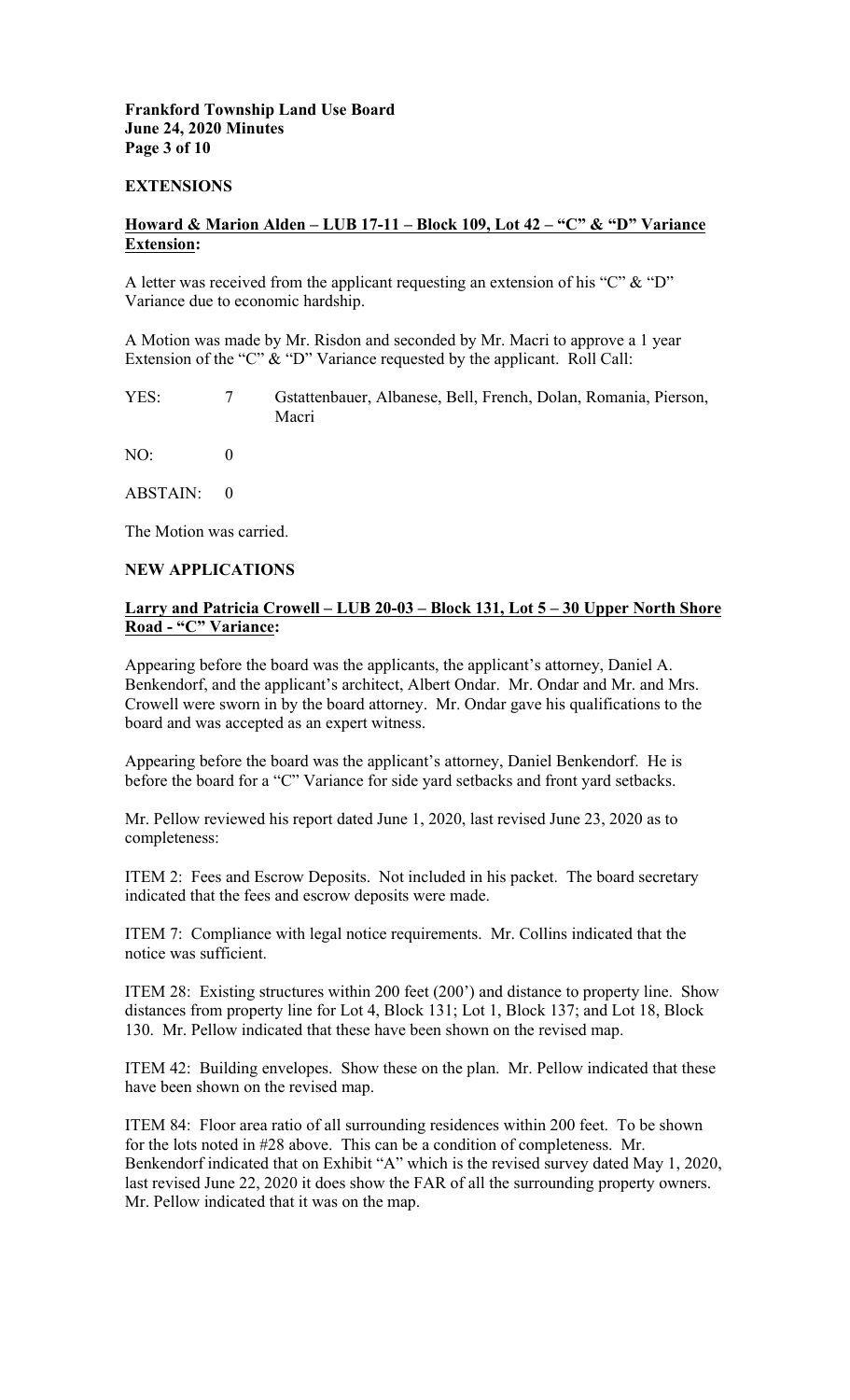## EXTENSIONS

**Howard & Marion Alden – LUB 17-11 – Block 109, Lot 42 – "C" & "D" Variance Extension:**

A letter was received from the applicant requesting an extension of his "C" & "D" Variance due to economic hardship.

A Motion was made by Mr. Risdon and seconded by Mr. Macri to approve a 1 year Extension of the "C" & "D" Variance requested by the applicant. Roll Call:

YES: 7 Gstattenbauer, Albanese, Bell, French, Dolan, Romania, Pierson, Macri

NO: 0

ABSTAIN: 0

The Motion was carried.

## NEW APPLICATIONS

**Larry and Patricia Crowell – LUB 20-03 – Block 131, Lot 5 – 30 Upper North Shore Road - "C" Variance:**

Appearing before the board was the applicants, the applicant's attorney, Daniel A. Benkendorf, and the applicant's architect, Albert Ondar. Mr. Ondar and Mr. and Mrs. Crowell were sworn in by the board attorney. Mr. Ondar gave his qualifications to the board and was accepted as an expert witness.

Appearing before the board was the applicant's attorney, Daniel Benkendorf. He is before the board for a "C" Variance for side yard setbacks and front yard setbacks.

Mr. Pellow reviewed his report dated June 1, 2020, last revised June 23, 2020 as to completeness:

ITEM 2: Fees and Escrow Deposits. Not included in his packet. The board secretary indicated that the fees and escrow deposits were made.

ITEM 7: Compliance with legal notice requirements. Mr. Collins indicated that the notice was sufficient.

ITEM 28: Existing structures within 200 feet (200') and distance to property line. Show distances from property line for Lot 4, Block 131; Lot 1, Block 137; and Lot 18, Block 130. Mr. Pellow indicated that these have been shown on the revised map.

ITEM 42: Building envelopes. Show these on the plan. Mr. Pellow indicated that these have been shown on the revised map.

ITEM 84: Floor area ratio of all surrounding residences within 200 feet. To be shown for the lots noted in #28 above. This can be a condition of completeness. Mr. Benkendorf indicated that on Exhibit "A" which is the revised survey dated May 1, 2020, last revised June 22, 2020 it does show the FAR of all the surrounding property owners. Mr. Pellow indicated that it was on the map.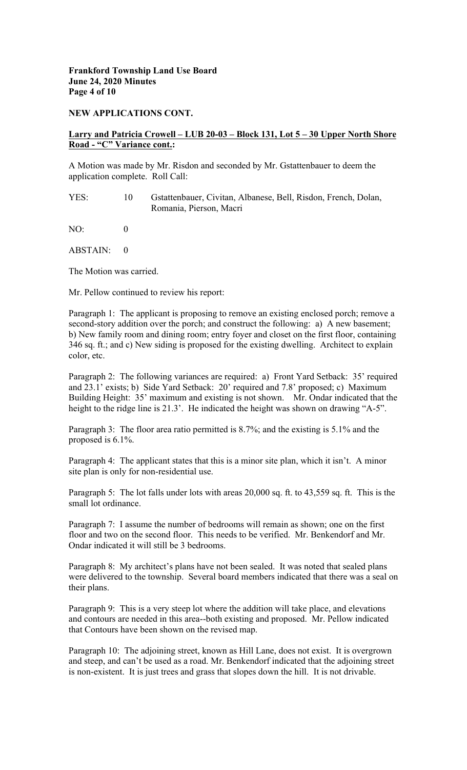**NEW APPLICATIONS CONT.**

**Larry and Patricia Crowell – LUB 20-03 – Block 131, Lot 5 – 30 Upper North Shore Road - "C" Variance cont.:**

A Motion was made by Mr. Risdon and seconded by Mr. Gstattenbauer to deem the application complete. Roll Call:

YES: 10 Gstattenbauer, Civitan, Albanese, Bell, Risdon, French, Dolan, Romania, Pierson, Macri

NO: 0

ABSTAIN: 0

The Motion was carried.

Mr. Pellow continued to review his report:

Paragraph 1: The applicant is proposing to remove an existing enclosed porch; remove a second-story addition over the porch; and construct the following: a) A new basement; b) New family room and dining room; entry foyer and closet on the first floor, containing 346 sq. ft.; and c) New siding is proposed for the existing dwelling. Architect to explain color, etc.

Paragraph 2: The following variances are required: a) Front Yard Setback: 35' required and 23.1' exists; b) Side Yard Setback: 20' required and 7.8' proposed; c) Maximum Building Height: 35' maximum and existing is not shown. Mr. Ondar indicated that the height to the ridge line is 21.3'. He indicated the height was shown on drawing "A-5".

Paragraph 3: The floor area ratio permitted is 8.7%; and the existing is 5.1% and the proposed is 6.1%.

Paragraph 4: The applicant states that this is a minor site plan, which it isn't. A minor site plan is only for non-residential use.

Paragraph 5: The lot falls under lots with areas 20,000 sq. ft. to 43,559 sq. ft. This is the small lot ordinance.

Paragraph 7: I assume the number of bedrooms will remain as shown; one on the first floor and two on the second floor. This needs to be verified. Mr. Benkendorf and Mr. Ondar indicated it will still be 3 bedrooms.

Paragraph 8: My architect's plans have not been sealed. It was noted that sealed plans were delivered to the township. Several board members indicated that there was a seal on their plans.

Paragraph 9: This is a very steep lot where the addition will take place, and elevations and contours are needed in this area--both existing and proposed. Mr. Pellow indicated that Contours have been shown on the revised map.

Paragraph 10: The adjoining street, known as Hill Lane, does not exist. It is overgrown and steep, and can't be used as a road. Mr. Benkendorf indicated that the adjoining street is non-existent. It is just trees and grass that slopes down the hill. It is not drivable.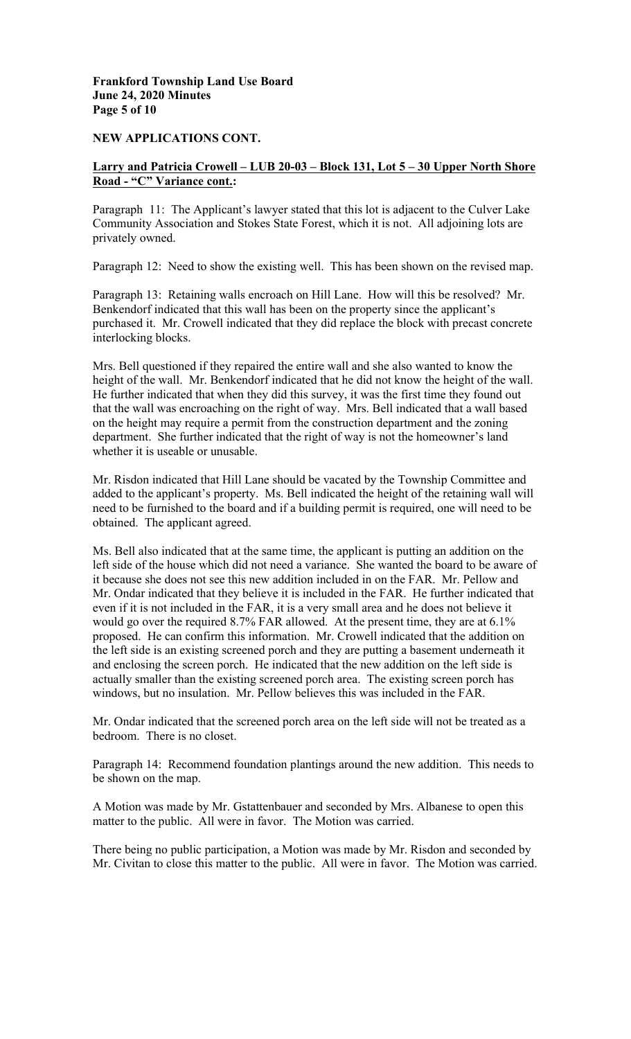**NEW APPLICATIONS CONT.**

**Larry and Patricia Crowell – LUB 20-03 – Block 131, Lot 5 – 30 Upper North Shore Road - "C" Variance cont.:**

Paragraph 11: The Applicant's lawyer stated that this lot is adjacent to the Culver Lake Community Association and Stokes State Forest, which it is not. All adjoining lots are privately owned.

Paragraph 12: Need to show the existing well. This has been shown on the revised map.

Paragraph 13: Retaining walls encroach on Hill Lane. How will this be resolved? Mr. Benkendorf indicated that this wall has been on the property since the applicant's purchased it. Mr. Crowell indicated that they did replace the block with precast concrete interlocking blocks.

Mrs. Bell questioned if they repaired the entire wall and she also wanted to know the height of the wall. Mr. Benkendorf indicated that he did not know the height of the wall. He further indicated that when they did this survey, it was the first time they found out that the wall was encroaching on the right of way. Mrs. Bell indicated that a wall based on the height may require a permit from the construction department and the zoning department. She further indicated that the right of way is not the homeowner's land whether it is useable or unusable.

Mr. Risdon indicated that Hill Lane should be vacated by the Township Committee and added to the applicant's property. Ms. Bell indicated the height of the retaining wall will need to be furnished to the board and if a building permit is required, one will need to be obtained. The applicant agreed.

Ms. Bell also indicated that at the same time, the applicant is putting an addition on the left side of the house which did not need a variance. She wanted the board to be aware of it because she does not see this new addition included in on the FAR. Mr. Pellow and Mr. Ondar indicated that they believe it is included in the FAR. He further indicated that even if it is not included in the FAR, it is a very small area and he does not believe it would go over the required 8.7% FAR allowed. At the present time, they are at 6.1% proposed. He can confirm this information. Mr. Crowell indicated that the addition on the left side is an existing screened porch and they are putting a basement underneath it and enclosing the screen porch. He indicated that the new addition on the left side is actually smaller than the existing screened porch area. The existing screen porch has windows, but no insulation. Mr. Pellow believes this was included in the FAR.

Mr. Ondar indicated that the screened porch area on the left side will not be treated as a bedroom. There is no closet.

Paragraph 14: Recommend foundation plantings around the new addition. This needs to be shown on the map.

A Motion was made by Mr. Gstattenbauer and seconded by Mrs. Albanese to open this matter to the public. All were in favor. The Motion was carried.

There being no public participation, a Motion was made by Mr. Risdon and seconded by Mr. Civitan to close this matter to the public. All were in favor. The Motion was carried.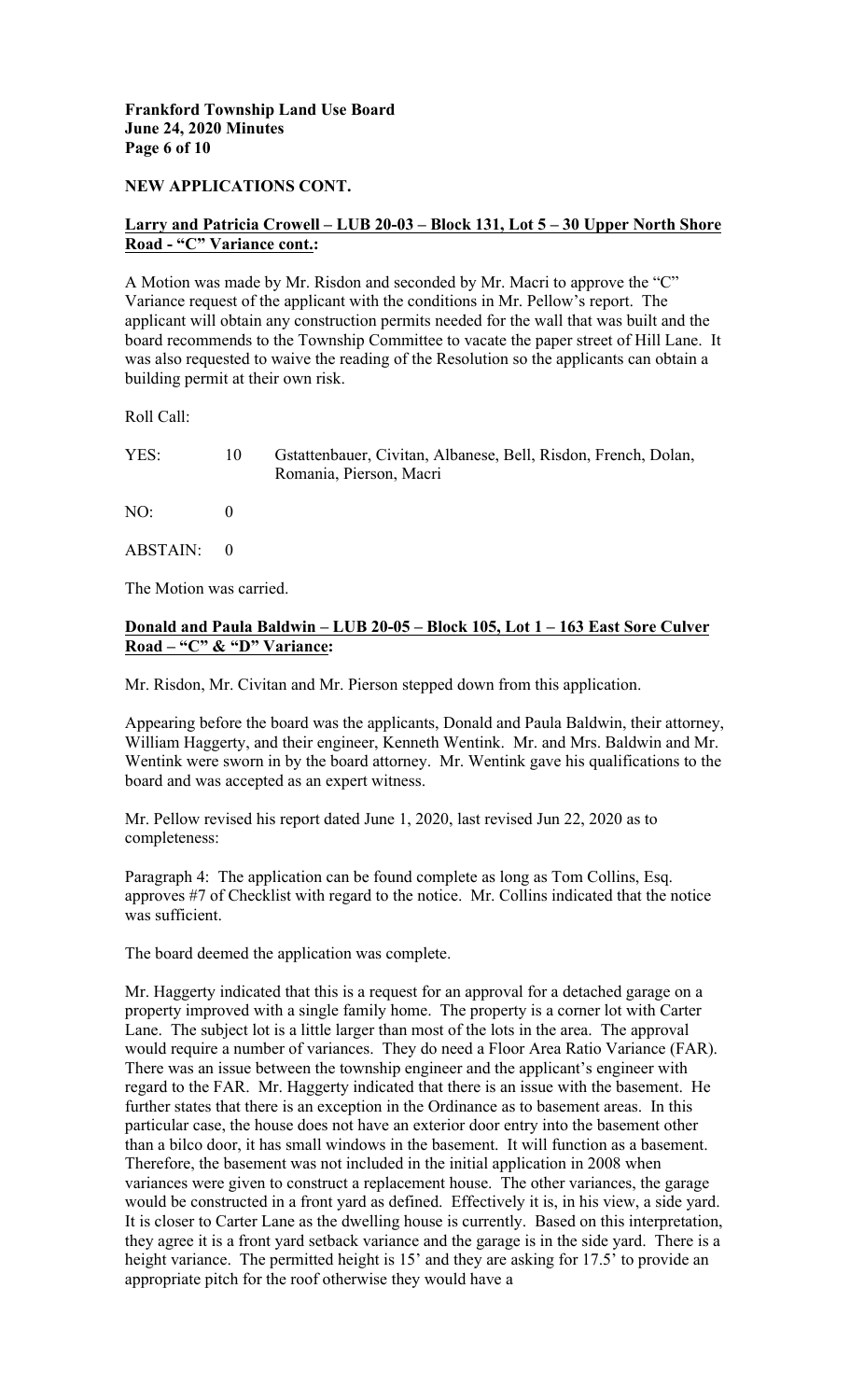## NEW APPLICATIONS CONT.

**Larry and Patricia Crowell – LUB 20-03 – Block 131, Lot 5 – 30 Upper North Shore Road - "C" Variance cont.:**

A Motion was made by Mr. Risdon and seconded by Mr. Macri to approve the "C" Variance request of the applicant with the conditions in Mr. Pellow's report. The applicant will obtain any construction permits needed for the wall that was built and the board recommends to the Township Committee to vacate the paper street of Hill Lane. It was also requested to waive the reading of the Resolution so the applicants can obtain a building permit at their own risk.

Roll Call:

| | | |
|---|---|---|
| YES: | 10 | Gstattenbauer, Civitan, Albanese, Bell, Risdon, French, Dolan, Romania, Pierson, Macri |
| NO: | 0 | |
| ABSTAIN: | 0 | |

The Motion was carried.

**Donald and Paula Baldwin – LUB 20-05 – Block 105, Lot 1 – 163 East Sore Culver Road – "C" & "D" Variance:**

Mr. Risdon, Mr. Civitan and Mr. Pierson stepped down from this application.

Appearing before the board was the applicants, Donald and Paula Baldwin, their attorney, William Haggerty, and their engineer, Kenneth Wentink. Mr. and Mrs. Baldwin and Mr. Wentink were sworn in by the board attorney. Mr. Wentink gave his qualifications to the board and was accepted as an expert witness.

Mr. Pellow revised his report dated June 1, 2020, last revised Jun 22, 2020 as to completeness:

Paragraph 4: The application can be found complete as long as Tom Collins, Esq. approves #7 of Checklist with regard to the notice. Mr. Collins indicated that the notice was sufficient.

The board deemed the application was complete.

Mr. Haggerty indicated that this is a request for an approval for a detached garage on a property improved with a single family home. The property is a corner lot with Carter Lane. The subject lot is a little larger than most of the lots in the area. The approval would require a number of variances. They do need a Floor Area Ratio Variance (FAR). There was an issue between the township engineer and the applicant's engineer with regard to the FAR. Mr. Haggerty indicated that there is an issue with the basement. He further states that there is an exception in the Ordinance as to basement areas. In this particular case, the house does not have an exterior door entry into the basement other than a bilco door, it has small windows in the basement. It will function as a basement. Therefore, the basement was not included in the initial application in 2008 when variances were given to construct a replacement house. The other variances, the garage would be constructed in a front yard as defined. Effectively it is, in his view, a side yard. It is closer to Carter Lane as the dwelling house is currently. Based on this interpretation, they agree it is a front yard setback variance and the garage is in the side yard. There is a height variance. The permitted height is 15' and they are asking for 17.5' to provide an appropriate pitch for the roof otherwise they would have a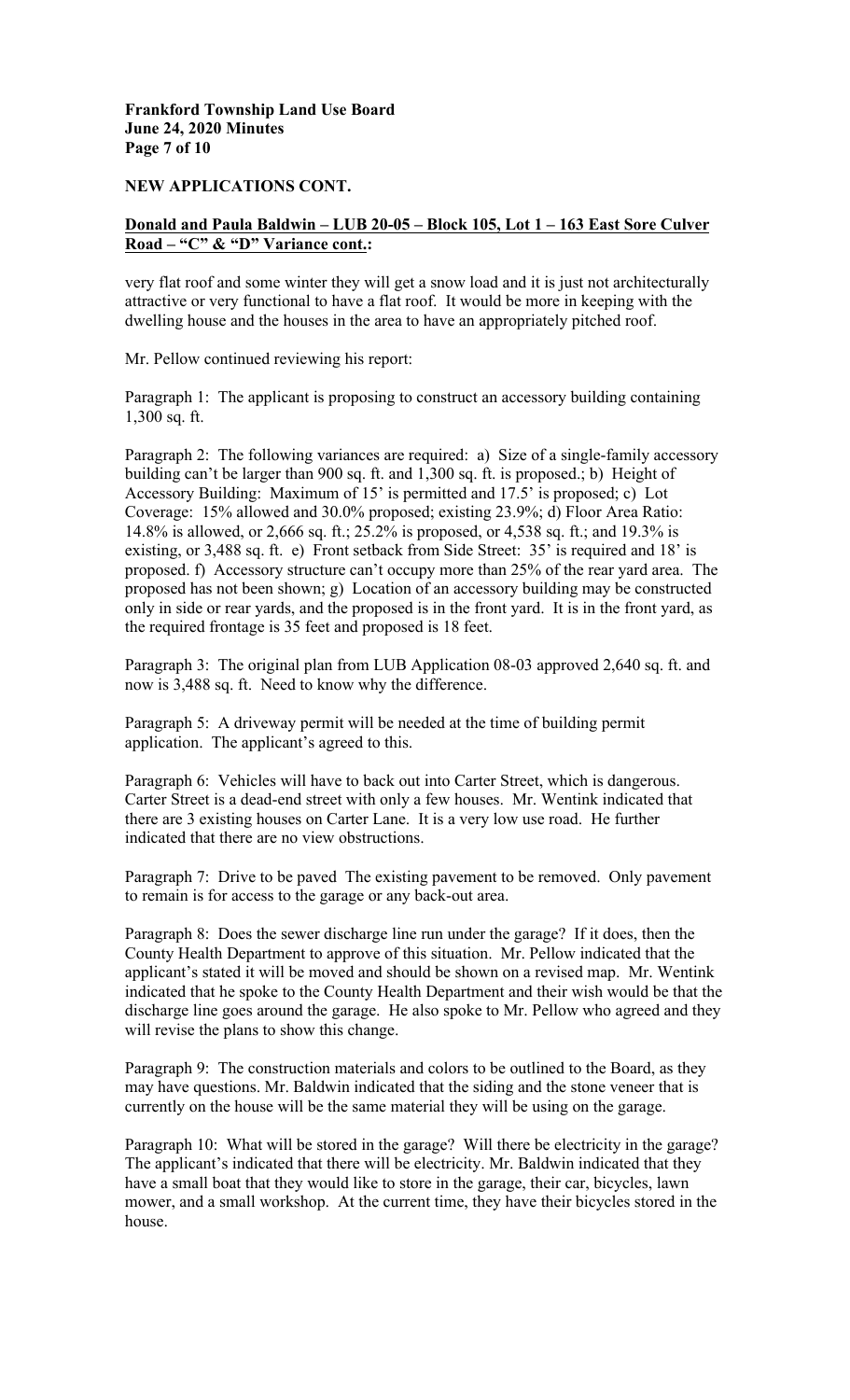**NEW APPLICATIONS CONT.**

**Donald and Paula Baldwin – LUB 20-05 – Block 105, Lot 1 – 163 East Sore Culver Road – "C" & "D" Variance cont.:**

very flat roof and some winter they will get a snow load and it is just not architecturally attractive or very functional to have a flat roof. It would be more in keeping with the dwelling house and the houses in the area to have an appropriately pitched roof.

Mr. Pellow continued reviewing his report:

Paragraph 1: The applicant is proposing to construct an accessory building containing 1,300 sq. ft.

Paragraph 2: The following variances are required: a) Size of a single-family accessory building can't be larger than 900 sq. ft. and 1,300 sq. ft. is proposed.; b) Height of Accessory Building: Maximum of 15' is permitted and 17.5' is proposed; c) Lot Coverage: 15% allowed and 30.0% proposed; existing 23.9%; d) Floor Area Ratio: 14.8% is allowed, or 2,666 sq. ft.; 25.2% is proposed, or 4,538 sq. ft.; and 19.3% is existing, or 3,488 sq. ft. e) Front setback from Side Street: 35' is required and 18' is proposed. f) Accessory structure can't occupy more than 25% of the rear yard area. The proposed has not been shown; g) Location of an accessory building may be constructed only in side or rear yards, and the proposed is in the front yard. It is in the front yard, as the required frontage is 35 feet and proposed is 18 feet.

Paragraph 3: The original plan from LUB Application 08-03 approved 2,640 sq. ft. and now is 3,488 sq. ft. Need to know why the difference.

Paragraph 5: A driveway permit will be needed at the time of building permit application. The applicant's agreed to this.

Paragraph 6: Vehicles will have to back out into Carter Street, which is dangerous. Carter Street is a dead-end street with only a few houses. Mr. Wentink indicated that there are 3 existing houses on Carter Lane. It is a very low use road. He further indicated that there are no view obstructions.

Paragraph 7: Drive to be paved The existing pavement to be removed. Only pavement to remain is for access to the garage or any back-out area.

Paragraph 8: Does the sewer discharge line run under the garage? If it does, then the County Health Department to approve of this situation. Mr. Pellow indicated that the applicant's stated it will be moved and should be shown on a revised map. Mr. Wentink indicated that he spoke to the County Health Department and their wish would be that the discharge line goes around the garage. He also spoke to Mr. Pellow who agreed and they will revise the plans to show this change.

Paragraph 9: The construction materials and colors to be outlined to the Board, as they may have questions. Mr. Baldwin indicated that the siding and the stone veneer that is currently on the house will be the same material they will be using on the garage.

Paragraph 10: What will be stored in the garage? Will there be electricity in the garage? The applicant's indicated that there will be electricity. Mr. Baldwin indicated that they have a small boat that they would like to store in the garage, their car, bicycles, lawn mower, and a small workshop. At the current time, they have their bicycles stored in the house.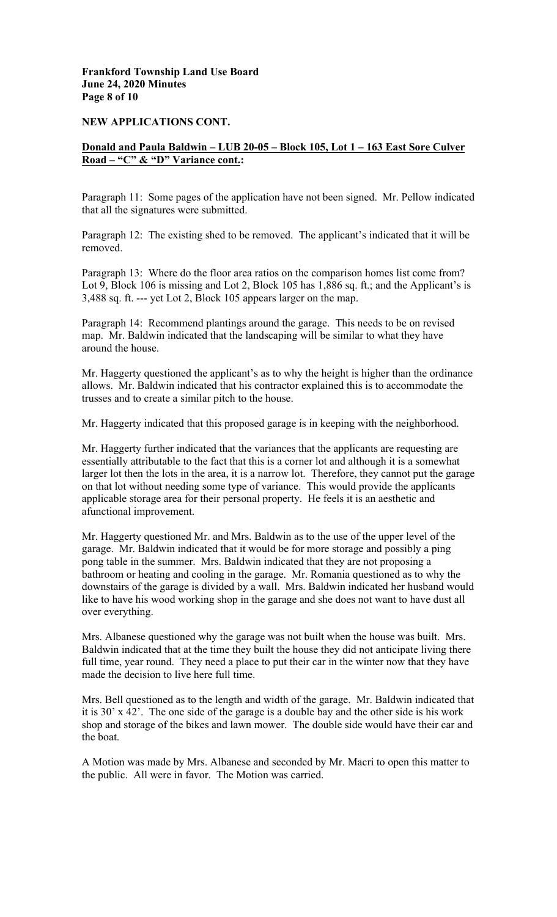**NEW APPLICATIONS CONT.**

**Donald and Paula Baldwin – LUB 20-05 – Block 105, Lot 1 – 163 East Sore Culver Road – "C" & "D" Variance cont.:**

Paragraph 11: Some pages of the application have not been signed. Mr. Pellow indicated that all the signatures were submitted.

Paragraph 12: The existing shed to be removed. The applicant's indicated that it will be removed.

Paragraph 13: Where do the floor area ratios on the comparison homes list come from? Lot 9, Block 106 is missing and Lot 2, Block 105 has 1,886 sq. ft.; and the Applicant's is 3,488 sq. ft. --- yet Lot 2, Block 105 appears larger on the map.

Paragraph 14: Recommend plantings around the garage. This needs to be on revised map. Mr. Baldwin indicated that the landscaping will be similar to what they have around the house.

Mr. Haggerty questioned the applicant's as to why the height is higher than the ordinance allows. Mr. Baldwin indicated that his contractor explained this is to accommodate the trusses and to create a similar pitch to the house.

Mr. Haggerty indicated that this proposed garage is in keeping with the neighborhood.

Mr. Haggerty further indicated that the variances that the applicants are requesting are essentially attributable to the fact that this is a corner lot and although it is a somewhat larger lot then the lots in the area, it is a narrow lot. Therefore, they cannot put the garage on that lot without needing some type of variance. This would provide the applicants applicable storage area for their personal property. He feels it is an aesthetic and afunctional improvement.

Mr. Haggerty questioned Mr. and Mrs. Baldwin as to the use of the upper level of the garage. Mr. Baldwin indicated that it would be for more storage and possibly a ping pong table in the summer. Mrs. Baldwin indicated that they are not proposing a bathroom or heating and cooling in the garage. Mr. Romania questioned as to why the downstairs of the garage is divided by a wall. Mrs. Baldwin indicated her husband would like to have his wood working shop in the garage and she does not want to have dust all over everything.

Mrs. Albanese questioned why the garage was not built when the house was built. Mrs. Baldwin indicated that at the time they built the house they did not anticipate living there full time, year round. They need a place to put their car in the winter now that they have made the decision to live here full time.

Mrs. Bell questioned as to the length and width of the garage. Mr. Baldwin indicated that it is 30' x 42'. The one side of the garage is a double bay and the other side is his work shop and storage of the bikes and lawn mower. The double side would have their car and the boat.

A Motion was made by Mrs. Albanese and seconded by Mr. Macri to open this matter to the public. All were in favor. The Motion was carried.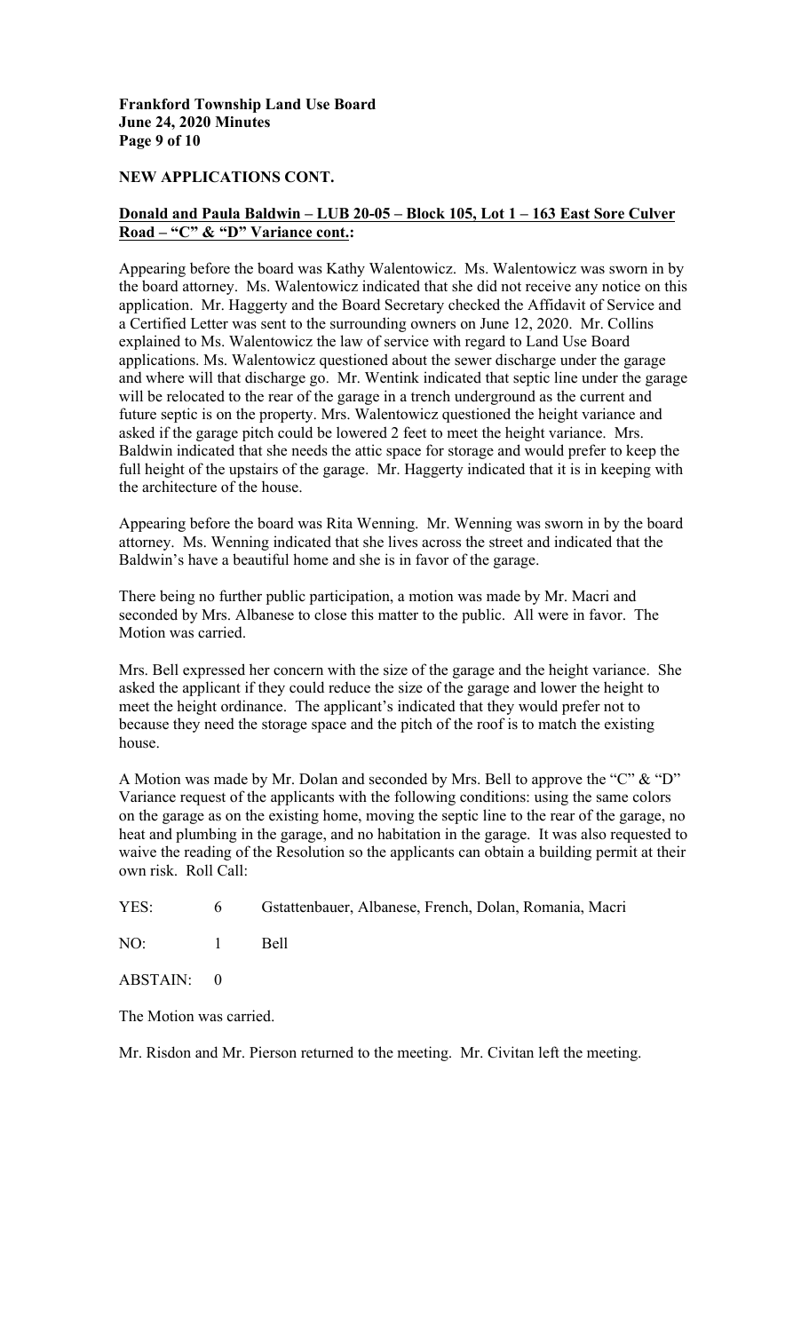**NEW APPLICATIONS CONT.**

**Donald and Paula Baldwin – LUB 20-05 – Block 105, Lot 1 – 163 East Sore Culver Road – "C" & "D" Variance cont.:**

Appearing before the board was Kathy Walentowicz. Ms. Walentowicz was sworn in by the board attorney. Ms. Walentowicz indicated that she did not receive any notice on this application. Mr. Haggerty and the Board Secretary checked the Affidavit of Service and a Certified Letter was sent to the surrounding owners on June 12, 2020. Mr. Collins explained to Ms. Walentowicz the law of service with regard to Land Use Board applications. Ms. Walentowicz questioned about the sewer discharge under the garage and where will that discharge go. Mr. Wentink indicated that septic line under the garage will be relocated to the rear of the garage in a trench underground as the current and future septic is on the property. Mrs. Walentowicz questioned the height variance and asked if the garage pitch could be lowered 2 feet to meet the height variance. Mrs. Baldwin indicated that she needs the attic space for storage and would prefer to keep the full height of the upstairs of the garage. Mr. Haggerty indicated that it is in keeping with the architecture of the house.

Appearing before the board was Rita Wenning. Mr. Wenning was sworn in by the board attorney. Ms. Wenning indicated that she lives across the street and indicated that the Baldwin's have a beautiful home and she is in favor of the garage.

There being no further public participation, a motion was made by Mr. Macri and seconded by Mrs. Albanese to close this matter to the public. All were in favor. The Motion was carried.

Mrs. Bell expressed her concern with the size of the garage and the height variance. She asked the applicant if they could reduce the size of the garage and lower the height to meet the height ordinance. The applicant's indicated that they would prefer not to because they need the storage space and the pitch of the roof is to match the existing house.

A Motion was made by Mr. Dolan and seconded by Mrs. Bell to approve the "C" & "D" Variance request of the applicants with the following conditions: using the same colors on the garage as on the existing home, moving the septic line to the rear of the garage, no heat and plumbing in the garage, and no habitation in the garage. It was also requested to waive the reading of the Resolution so the applicants can obtain a building permit at their own risk. Roll Call:

YES: 6 Gstattenbauer, Albanese, French, Dolan, Romania, Macri

NO: 1 Bell

ABSTAIN: 0

The Motion was carried.

Mr. Risdon and Mr. Pierson returned to the meeting. Mr. Civitan left the meeting.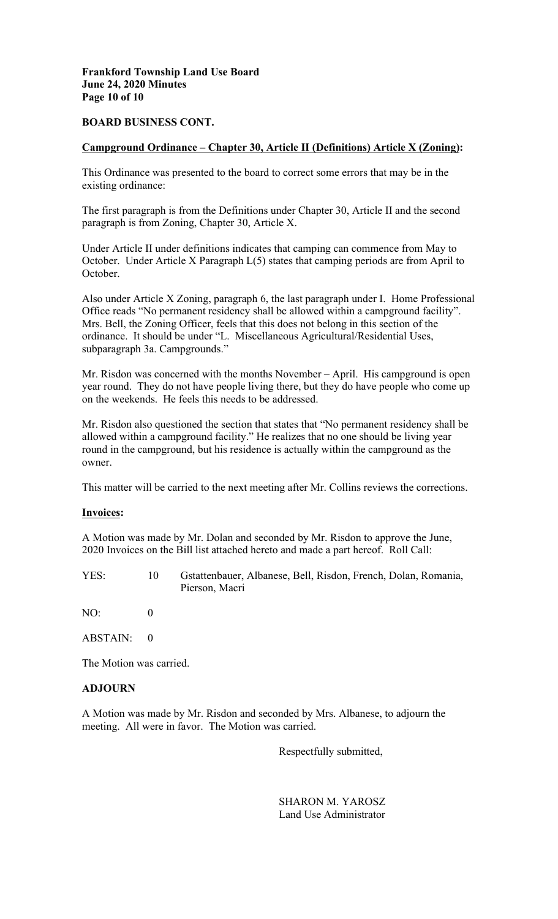## BOARD BUSINESS CONT.

**Campground Ordinance – Chapter 30, Article II (Definitions) Article X (Zoning):**

This Ordinance was presented to the board to correct some errors that may be in the existing ordinance:

The first paragraph is from the Definitions under Chapter 30, Article II and the second paragraph is from Zoning, Chapter 30, Article X.

Under Article II under definitions indicates that camping can commence from May to October. Under Article X Paragraph L(5) states that camping periods are from April to October.

Also under Article X Zoning, paragraph 6, the last paragraph under I. Home Professional Office reads "No permanent residency shall be allowed within a campground facility". Mrs. Bell, the Zoning Officer, feels that this does not belong in this section of the ordinance. It should be under "L. Miscellaneous Agricultural/Residential Uses, subparagraph 3a. Campgrounds."

Mr. Risdon was concerned with the months November – April. His campground is open year round. They do not have people living there, but they do have people who come up on the weekends. He feels this needs to be addressed.

Mr. Risdon also questioned the section that states that "No permanent residency shall be allowed within a campground facility." He realizes that no one should be living year round in the campground, but his residence is actually within the campground as the owner.

This matter will be carried to the next meeting after Mr. Collins reviews the corrections.

**Invoices:**

A Motion was made by Mr. Dolan and seconded by Mr. Risdon to approve the June, 2020 Invoices on the Bill list attached hereto and made a part hereof. Roll Call:

| | | |
|---|---|---|
| YES: | 10 | Gstattenbauer, Albanese, Bell, Risdon, French, Dolan, Romania, Pierson, Macri |
| NO: | 0 | |
| ABSTAIN: | 0 | |

The Motion was carried.

## ADJOURN

A Motion was made by Mr. Risdon and seconded by Mrs. Albanese, to adjourn the meeting. All were in favor. The Motion was carried.

Respectfully submitted,

SHARON M. YAROSZ
Land Use Administrator